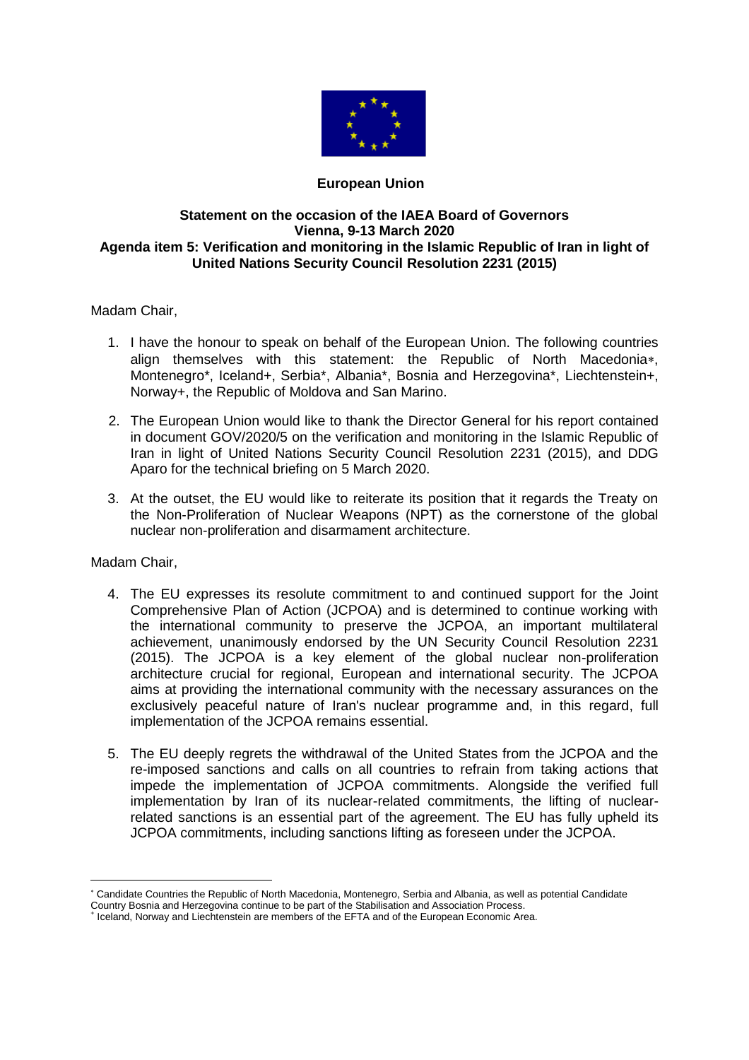**European Union**

**Statement on the occasion of the IAEA Board of Governors**
**Vienna, 9-13 March 2020**
**Agenda item 5: Verification and monitoring in the Islamic Republic of Iran in light of United Nations Security Council Resolution 2231 (2015)**

Madam Chair,

1. I have the honour to speak on behalf of the European Union. The following countries align themselves with this statement: the Republic of North Macedonia*, Montenegro*, Iceland+, Serbia*, Albania*, Bosnia and Herzegovina*, Liechtenstein+, Norway+, the Republic of Moldova and San Marino.

2. The European Union would like to thank the Director General for his report contained in document GOV/2020/5 on the verification and monitoring in the Islamic Republic of Iran in light of United Nations Security Council Resolution 2231 (2015), and DDG Aparo for the technical briefing on 5 March 2020.

3. At the outset, the EU would like to reiterate its position that it regards the Treaty on the Non-Proliferation of Nuclear Weapons (NPT) as the cornerstone of the global nuclear non-proliferation and disarmament architecture.

Madam Chair,

4. The EU expresses its resolute commitment to and continued support for the Joint Comprehensive Plan of Action (JCPOA) and is determined to continue working with the international community to preserve the JCPOA, an important multilateral achievement, unanimously endorsed by the UN Security Council Resolution 2231 (2015). The JCPOA is a key element of the global nuclear non-proliferation architecture crucial for regional, European and international security. The JCPOA aims at providing the international community with the necessary assurances on the exclusively peaceful nature of Iran's nuclear programme and, in this regard, full implementation of the JCPOA remains essential.

5. The EU deeply regrets the withdrawal of the United States from the JCPOA and the re-imposed sanctions and calls on all countries to refrain from taking actions that impede the implementation of JCPOA commitments. Alongside the verified full implementation by Iran of its nuclear-related commitments, the lifting of nuclear-related sanctions is an essential part of the agreement. The EU has fully upheld its JCPOA commitments, including sanctions lifting as foreseen under the JCPOA.

---

* Candidate Countries the Republic of North Macedonia, Montenegro, Serbia and Albania, as well as potential Candidate Country Bosnia and Herzegovina continue to be part of the Stabilisation and Association Process.

+ Iceland, Norway and Liechtenstein are members of the EFTA and of the European Economic Area.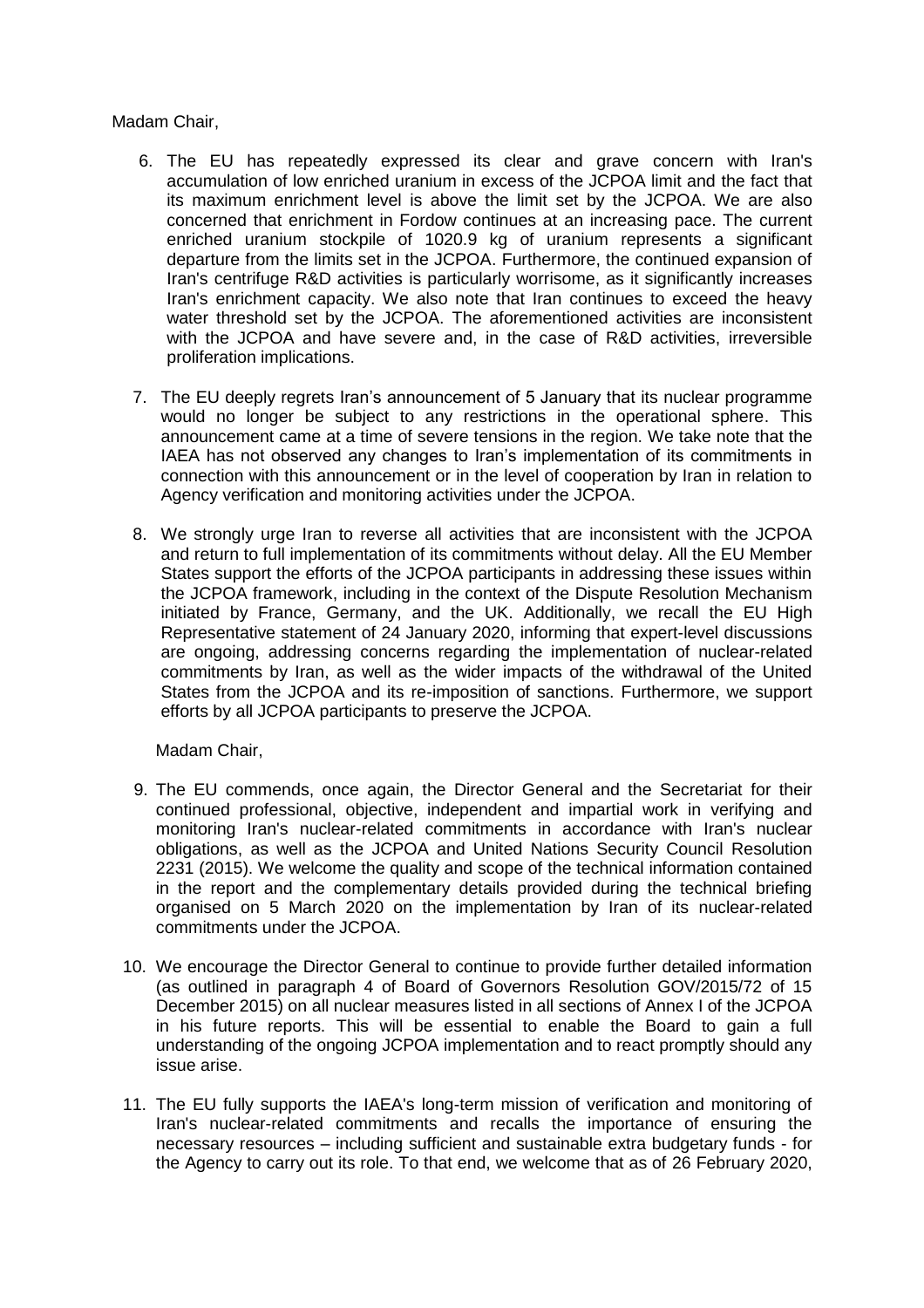Madam Chair,

6. The EU has repeatedly expressed its clear and grave concern with Iran's accumulation of low enriched uranium in excess of the JCPOA limit and the fact that its maximum enrichment level is above the limit set by the JCPOA. We are also concerned that enrichment in Fordow continues at an increasing pace. The current enriched uranium stockpile of 1020.9 kg of uranium represents a significant departure from the limits set in the JCPOA. Furthermore, the continued expansion of Iran's centrifuge R&D activities is particularly worrisome, as it significantly increases Iran's enrichment capacity. We also note that Iran continues to exceed the heavy water threshold set by the JCPOA. The aforementioned activities are inconsistent with the JCPOA and have severe and, in the case of R&D activities, irreversible proliferation implications.

7. The EU deeply regrets Iran's announcement of 5 January that its nuclear programme would no longer be subject to any restrictions in the operational sphere. This announcement came at a time of severe tensions in the region. We take note that the IAEA has not observed any changes to Iran's implementation of its commitments in connection with this announcement or in the level of cooperation by Iran in relation to Agency verification and monitoring activities under the JCPOA.

8. We strongly urge Iran to reverse all activities that are inconsistent with the JCPOA and return to full implementation of its commitments without delay. All the EU Member States support the efforts of the JCPOA participants in addressing these issues within the JCPOA framework, including in the context of the Dispute Resolution Mechanism initiated by France, Germany, and the UK. Additionally, we recall the EU High Representative statement of 24 January 2020, informing that expert-level discussions are ongoing, addressing concerns regarding the implementation of nuclear-related commitments by Iran, as well as the wider impacts of the withdrawal of the United States from the JCPOA and its re-imposition of sanctions. Furthermore, we support efforts by all JCPOA participants to preserve the JCPOA.

Madam Chair,

9. The EU commends, once again, the Director General and the Secretariat for their continued professional, objective, independent and impartial work in verifying and monitoring Iran's nuclear-related commitments in accordance with Iran's nuclear obligations, as well as the JCPOA and United Nations Security Council Resolution 2231 (2015). We welcome the quality and scope of the technical information contained in the report and the complementary details provided during the technical briefing organised on 5 March 2020 on the implementation by Iran of its nuclear-related commitments under the JCPOA.

10. We encourage the Director General to continue to provide further detailed information (as outlined in paragraph 4 of Board of Governors Resolution GOV/2015/72 of 15 December 2015) on all nuclear measures listed in all sections of Annex I of the JCPOA in his future reports. This will be essential to enable the Board to gain a full understanding of the ongoing JCPOA implementation and to react promptly should any issue arise.

11. The EU fully supports the IAEA's long-term mission of verification and monitoring of Iran's nuclear-related commitments and recalls the importance of ensuring the necessary resources – including sufficient and sustainable extra budgetary funds - for the Agency to carry out its role. To that end, we welcome that as of 26 February 2020,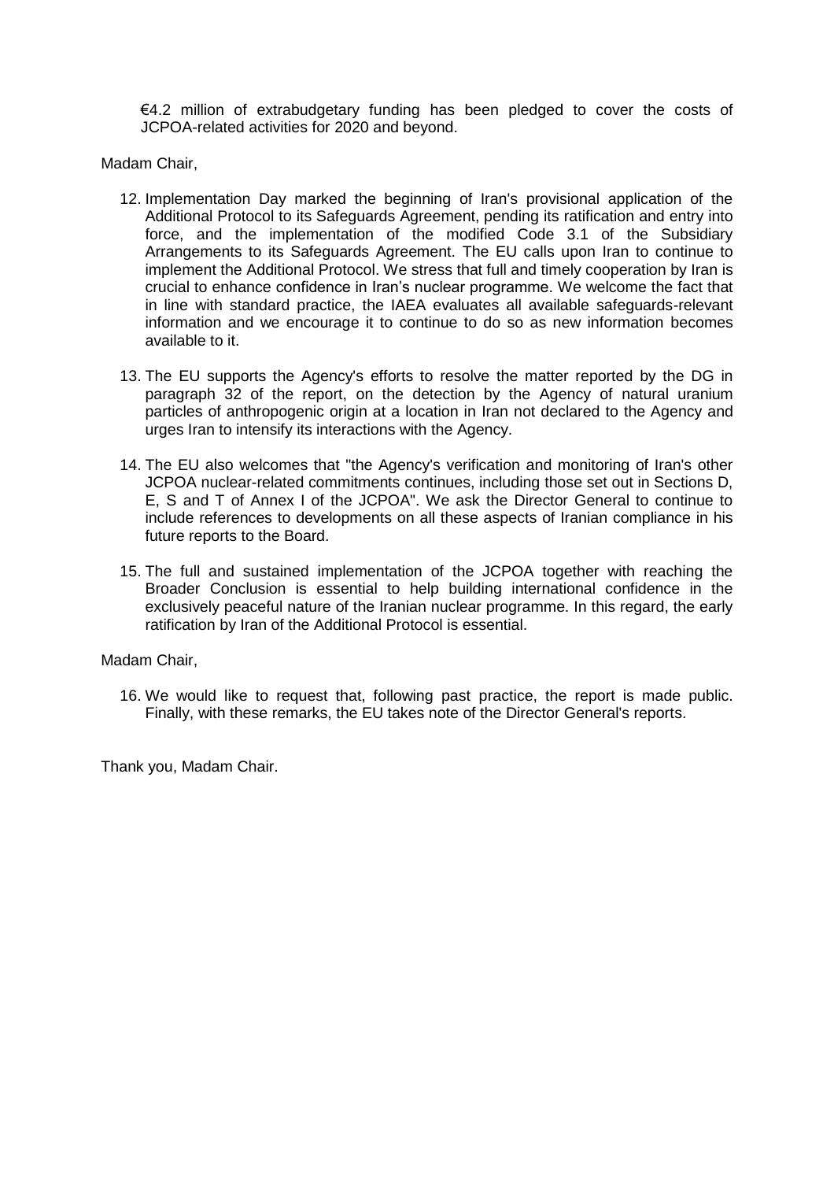€4.2 million of extrabudgetary funding has been pledged to cover the costs of JCPOA-related activities for 2020 and beyond.

Madam Chair,

12. Implementation Day marked the beginning of Iran's provisional application of the Additional Protocol to its Safeguards Agreement, pending its ratification and entry into force, and the implementation of the modified Code 3.1 of the Subsidiary Arrangements to its Safeguards Agreement. The EU calls upon Iran to continue to implement the Additional Protocol. We stress that full and timely cooperation by Iran is crucial to enhance confidence in Iran's nuclear programme. We welcome the fact that in line with standard practice, the IAEA evaluates all available safeguards-relevant information and we encourage it to continue to do so as new information becomes available to it.

13. The EU supports the Agency's efforts to resolve the matter reported by the DG in paragraph 32 of the report, on the detection by the Agency of natural uranium particles of anthropogenic origin at a location in Iran not declared to the Agency and urges Iran to intensify its interactions with the Agency.

14. The EU also welcomes that "the Agency's verification and monitoring of Iran's other JCPOA nuclear-related commitments continues, including those set out in Sections D, E, S and T of Annex I of the JCPOA". We ask the Director General to continue to include references to developments on all these aspects of Iranian compliance in his future reports to the Board.

15. The full and sustained implementation of the JCPOA together with reaching the Broader Conclusion is essential to help building international confidence in the exclusively peaceful nature of the Iranian nuclear programme. In this regard, the early ratification by Iran of the Additional Protocol is essential.

Madam Chair,

16. We would like to request that, following past practice, the report is made public. Finally, with these remarks, the EU takes note of the Director General's reports.

Thank you, Madam Chair.